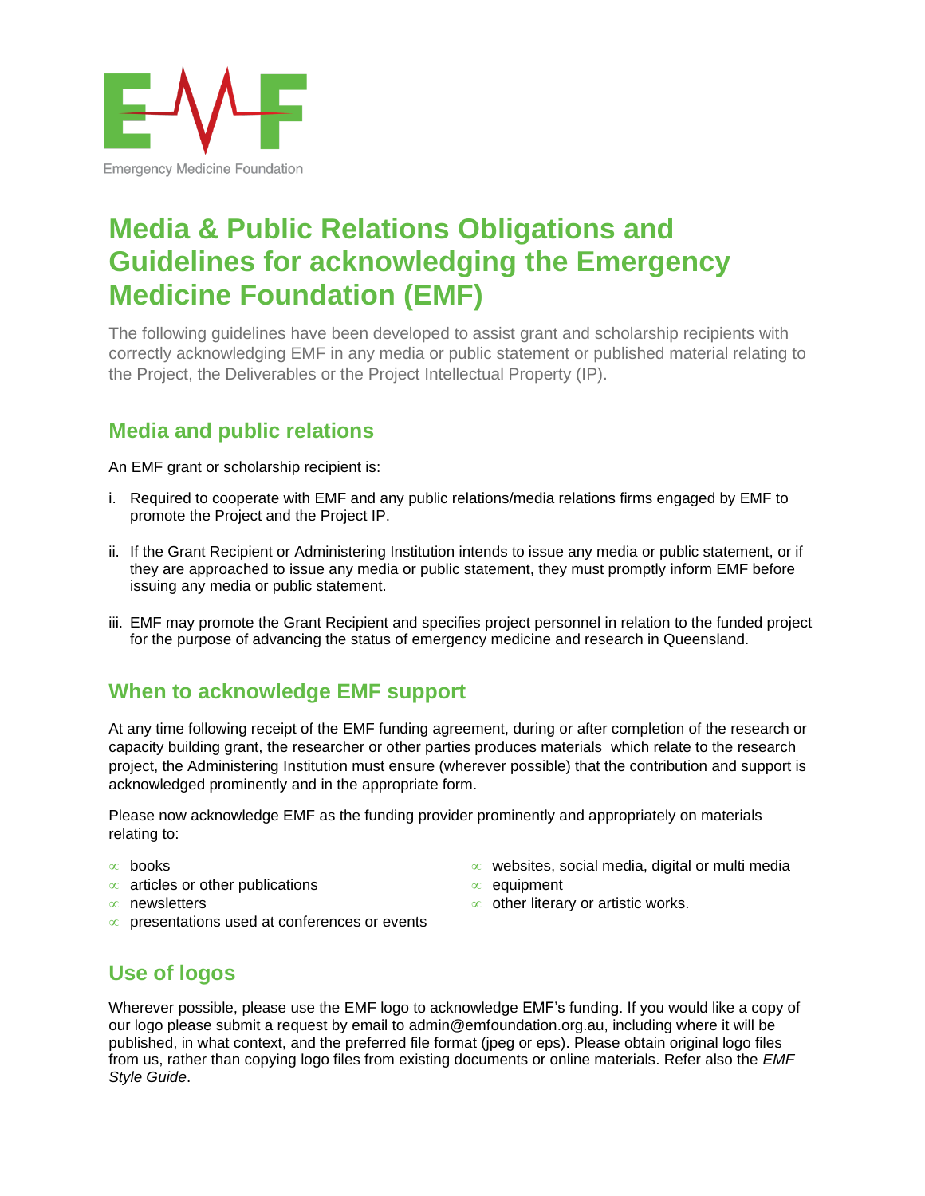Emergency Medicine Foundation

# Media & Public Relations Obligations and Guidelines for acknowledging the Emergency Medicine Foundation (EMF)

The following guidelines have been developed to assist grant and scholarship recipients with correctly acknowledging EMF in any media or public statement or published material relating to the Project, the Deliverables or the Project Intellectual Property (IP).

## Media and public relations

An EMF grant or scholarship recipient is:

i. Required to cooperate with EMF and any public relations/media relations firms engaged by EMF to promote the Project and the Project IP.

ii. If the Grant Recipient or Administering Institution intends to issue any media or public statement, or if they are approached to issue any media or public statement, they must promptly inform EMF before issuing any media or public statement.

iii. EMF may promote the Grant Recipient and specifies project personnel in relation to the funded project for the purpose of advancing the status of emergency medicine and research in Queensland.

## When to acknowledge EMF support

At any time following receipt of the EMF funding agreement, during or after completion of the research or capacity building grant, the researcher or other parties produces materials which relate to the research project, the Administering Institution must ensure (wherever possible) that the contribution and support is acknowledged prominently and in the appropriate form.

Please now acknowledge EMF as the funding provider prominently and appropriately on materials relating to:

- books
- articles or other publications
- newsletters
- presentations used at conferences or events
- websites, social media, digital or multi media
- equipment
- other literary or artistic works.

## Use of logos

Wherever possible, please use the EMF logo to acknowledge EMF's funding. If you would like a copy of our logo please submit a request by email to admin@emfoundation.org.au, including where it will be published, in what context, and the preferred file format (jpeg or eps). Please obtain original logo files from us, rather than copying logo files from existing documents or online materials. Refer also the *EMF Style Guide*.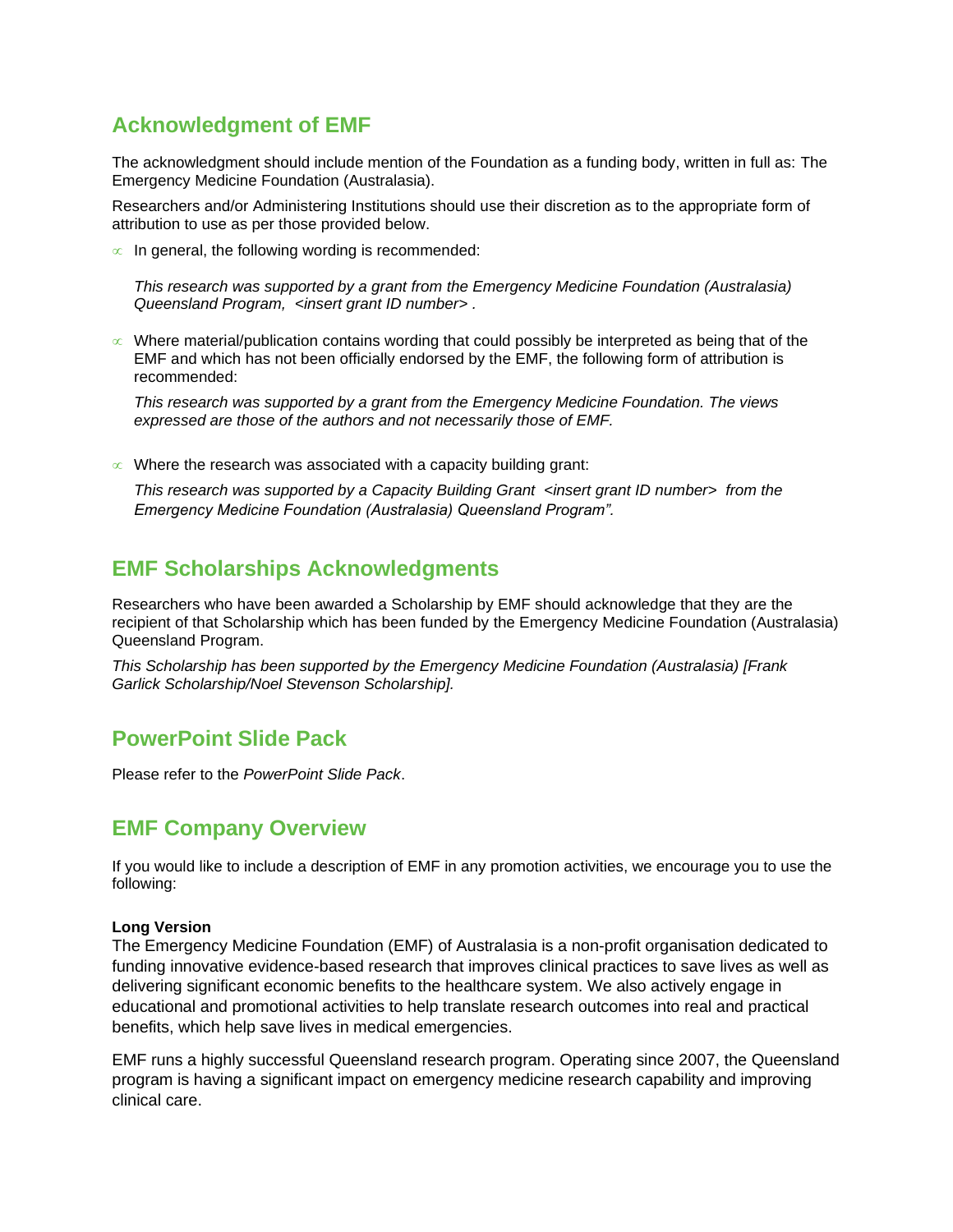## Acknowledgment of EMF

The acknowledgment should include mention of the Foundation as a funding body, written in full as: The Emergency Medicine Foundation (Australasia).

Researchers and/or Administering Institutions should use their discretion as to the appropriate form of attribution to use as per those provided below.

- In general, the following wording is recommended:

  *This research was supported by a grant from the Emergency Medicine Foundation (Australasia) Queensland Program, <insert grant ID number> .*

- Where material/publication contains wording that could possibly be interpreted as being that of the EMF and which has not been officially endorsed by the EMF, the following form of attribution is recommended:

  *This research was supported by a grant from the Emergency Medicine Foundation. The views expressed are those of the authors and not necessarily those of EMF.*

- Where the research was associated with a capacity building grant:

  *This research was supported by a Capacity Building Grant <insert grant ID number> from the Emergency Medicine Foundation (Australasia) Queensland Program".*

## EMF Scholarships Acknowledgments

Researchers who have been awarded a Scholarship by EMF should acknowledge that they are the recipient of that Scholarship which has been funded by the Emergency Medicine Foundation (Australasia) Queensland Program.

*This Scholarship has been supported by the Emergency Medicine Foundation (Australasia) [Frank Garlick Scholarship/Noel Stevenson Scholarship].*

## PowerPoint Slide Pack

Please refer to the *PowerPoint Slide Pack*.

## EMF Company Overview

If you would like to include a description of EMF in any promotion activities, we encourage you to use the following:

**Long Version**

The Emergency Medicine Foundation (EMF) of Australasia is a non-profit organisation dedicated to funding innovative evidence-based research that improves clinical practices to save lives as well as delivering significant economic benefits to the healthcare system. We also actively engage in educational and promotional activities to help translate research outcomes into real and practical benefits, which help save lives in medical emergencies.

EMF runs a highly successful Queensland research program. Operating since 2007, the Queensland program is having a significant impact on emergency medicine research capability and improving clinical care.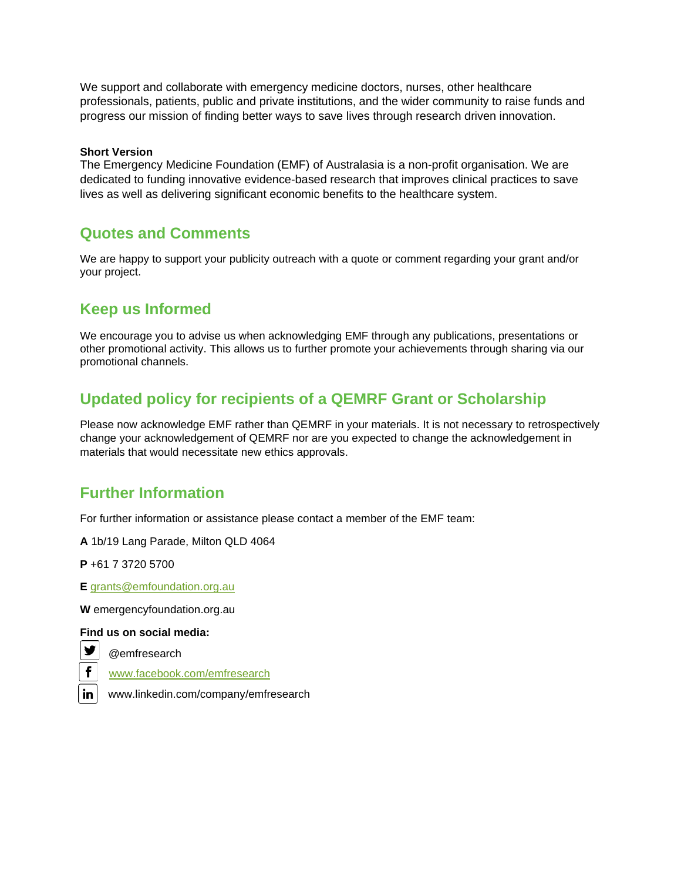We support and collaborate with emergency medicine doctors, nurses, other healthcare professionals, patients, public and private institutions, and the wider community to raise funds and progress our mission of finding better ways to save lives through research driven innovation.

**Short Version**

The Emergency Medicine Foundation (EMF) of Australasia is a non-profit organisation. We are dedicated to funding innovative evidence-based research that improves clinical practices to save lives as well as delivering significant economic benefits to the healthcare system.

## Quotes and Comments

We are happy to support your publicity outreach with a quote or comment regarding your grant and/or your project.

## Keep us Informed

We encourage you to advise us when acknowledging EMF through any publications, presentations or other promotional activity. This allows us to further promote your achievements through sharing via our promotional channels.

## Updated policy for recipients of a QEMRF Grant or Scholarship

Please now acknowledge EMF rather than QEMRF in your materials. It is not necessary to retrospectively change your acknowledgement of QEMRF nor are you expected to change the acknowledgement in materials that would necessitate new ethics approvals.

## Further Information

For further information or assistance please contact a member of the EMF team:

**A** 1b/19 Lang Parade, Milton QLD 4064

**P** +61 7 3720 5700

**E** grants@emfoundation.org.au

**W** emergencyfoundation.org.au

**Find us on social media:**

@emfresearch

www.facebook.com/emfresearch

www.linkedin.com/company/emfresearch